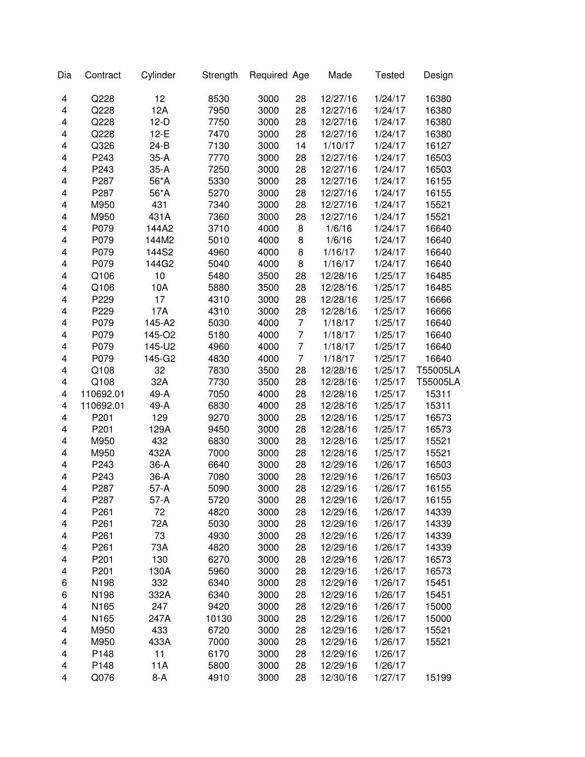| Dia | Contract | Cylinder | Strength | Required | Age | Made | Tested | Design |
|---|---|---|---|---|---|---|---|---|
| 4 | Q228 | 12 | 8530 | 3000 | 28 | 12/27/16 | 1/24/17 | 16380 |
| 4 | Q228 | 12A | 7950 | 3000 | 28 | 12/27/16 | 1/24/17 | 16380 |
| 4 | Q228 | 12-D | 7750 | 3000 | 28 | 12/27/16 | 1/24/17 | 16380 |
| 4 | Q228 | 12-E | 7470 | 3000 | 28 | 12/27/16 | 1/24/17 | 16380 |
| 4 | Q326 | 24-B | 7130 | 3000 | 14 | 1/10/17 | 1/24/17 | 16127 |
| 4 | P243 | 35-A | 7770 | 3000 | 28 | 12/27/16 | 1/24/17 | 16503 |
| 4 | P243 | 35-A | 7250 | 3000 | 28 | 12/27/16 | 1/24/17 | 16503 |
| 4 | P287 | 56*A | 5330 | 3000 | 28 | 12/27/16 | 1/24/17 | 16155 |
| 4 | P287 | 56*A | 5270 | 3000 | 28 | 12/27/16 | 1/24/17 | 16155 |
| 4 | M950 | 431 | 7340 | 3000 | 28 | 12/27/16 | 1/24/17 | 15521 |
| 4 | M950 | 431A | 7360 | 3000 | 28 | 12/27/16 | 1/24/17 | 15521 |
| 4 | P079 | 144A2 | 3710 | 4000 | 8 | 1/6/16 | 1/24/17 | 16640 |
| 4 | P079 | 144M2 | 5010 | 4000 | 8 | 1/6/16 | 1/24/17 | 16640 |
| 4 | P079 | 144S2 | 4960 | 4000 | 8 | 1/16/17 | 1/24/17 | 16640 |
| 4 | P079 | 144G2 | 5040 | 4000 | 8 | 1/16/17 | 1/24/17 | 16640 |
| 4 | Q106 | 10 | 5480 | 3500 | 28 | 12/28/16 | 1/25/17 | 16485 |
| 4 | Q106 | 10A | 5880 | 3500 | 28 | 12/28/16 | 1/25/17 | 16485 |
| 4 | P229 | 17 | 4310 | 3000 | 28 | 12/28/16 | 1/25/17 | 16666 |
| 4 | P229 | 17A | 4310 | 3000 | 28 | 12/28/16 | 1/25/17 | 16666 |
| 4 | P079 | 145-A2 | 5030 | 4000 | 7 | 1/18/17 | 1/25/17 | 16640 |
| 4 | P079 | 145-O2 | 5180 | 4000 | 7 | 1/18/17 | 1/25/17 | 16640 |
| 4 | P079 | 145-U2 | 4960 | 4000 | 7 | 1/18/17 | 1/25/17 | 16640 |
| 4 | P079 | 145-G2 | 4830 | 4000 | 7 | 1/18/17 | 1/25/17 | 16640 |
| 4 | Q108 | 32 | 7830 | 3500 | 28 | 12/28/16 | 1/25/17 | T55005LA |
| 4 | Q108 | 32A | 7730 | 3500 | 28 | 12/28/16 | 1/25/17 | T55005LA |
| 4 | 110692.01 | 49-A | 7050 | 4000 | 28 | 12/28/16 | 1/25/17 | 15311 |
| 4 | 110692.01 | 49-A | 6830 | 4000 | 28 | 12/28/16 | 1/25/17 | 15311 |
| 4 | P201 | 129 | 9270 | 3000 | 28 | 12/28/16 | 1/25/17 | 16573 |
| 4 | P201 | 129A | 9450 | 3000 | 28 | 12/28/16 | 1/25/17 | 16573 |
| 4 | M950 | 432 | 6830 | 3000 | 28 | 12/28/16 | 1/25/17 | 15521 |
| 4 | M950 | 432A | 7000 | 3000 | 28 | 12/28/16 | 1/25/17 | 15521 |
| 4 | P243 | 36-A | 6640 | 3000 | 28 | 12/29/16 | 1/26/17 | 16503 |
| 4 | P243 | 36-A | 7080 | 3000 | 28 | 12/29/16 | 1/26/17 | 16503 |
| 4 | P287 | 57-A | 5090 | 3000 | 28 | 12/29/16 | 1/26/17 | 16155 |
| 4 | P287 | 57-A | 5720 | 3000 | 28 | 12/29/16 | 1/26/17 | 16155 |
| 4 | P261 | 72 | 4820 | 3000 | 28 | 12/29/16 | 1/26/17 | 14339 |
| 4 | P261 | 72A | 5030 | 3000 | 28 | 12/29/16 | 1/26/17 | 14339 |
| 4 | P261 | 73 | 4930 | 3000 | 28 | 12/29/16 | 1/26/17 | 14339 |
| 4 | P261 | 73A | 4820 | 3000 | 28 | 12/29/16 | 1/26/17 | 14339 |
| 4 | P201 | 130 | 6270 | 3000 | 28 | 12/29/16 | 1/26/17 | 16573 |
| 4 | P201 | 130A | 5960 | 3000 | 28 | 12/29/16 | 1/26/17 | 16573 |
| 6 | N198 | 332 | 6340 | 3000 | 28 | 12/29/16 | 1/26/17 | 15451 |
| 6 | N198 | 332A | 6340 | 3000 | 28 | 12/29/16 | 1/26/17 | 15451 |
| 4 | N165 | 247 | 9420 | 3000 | 28 | 12/29/16 | 1/26/17 | 15000 |
| 4 | N165 | 247A | 10130 | 3000 | 28 | 12/29/16 | 1/26/17 | 15000 |
| 4 | M950 | 433 | 6720 | 3000 | 28 | 12/29/16 | 1/26/17 | 15521 |
| 4 | M950 | 433A | 7000 | 3000 | 28 | 12/29/16 | 1/26/17 | 15521 |
| 4 | P148 | 11 | 6170 | 3000 | 28 | 12/29/16 | 1/26/17 | |
| 4 | P148 | 11A | 5800 | 3000 | 28 | 12/29/16 | 1/26/17 | |
| 4 | Q076 | 8-A | 4910 | 3000 | 28 | 12/30/16 | 1/27/17 | 15199 |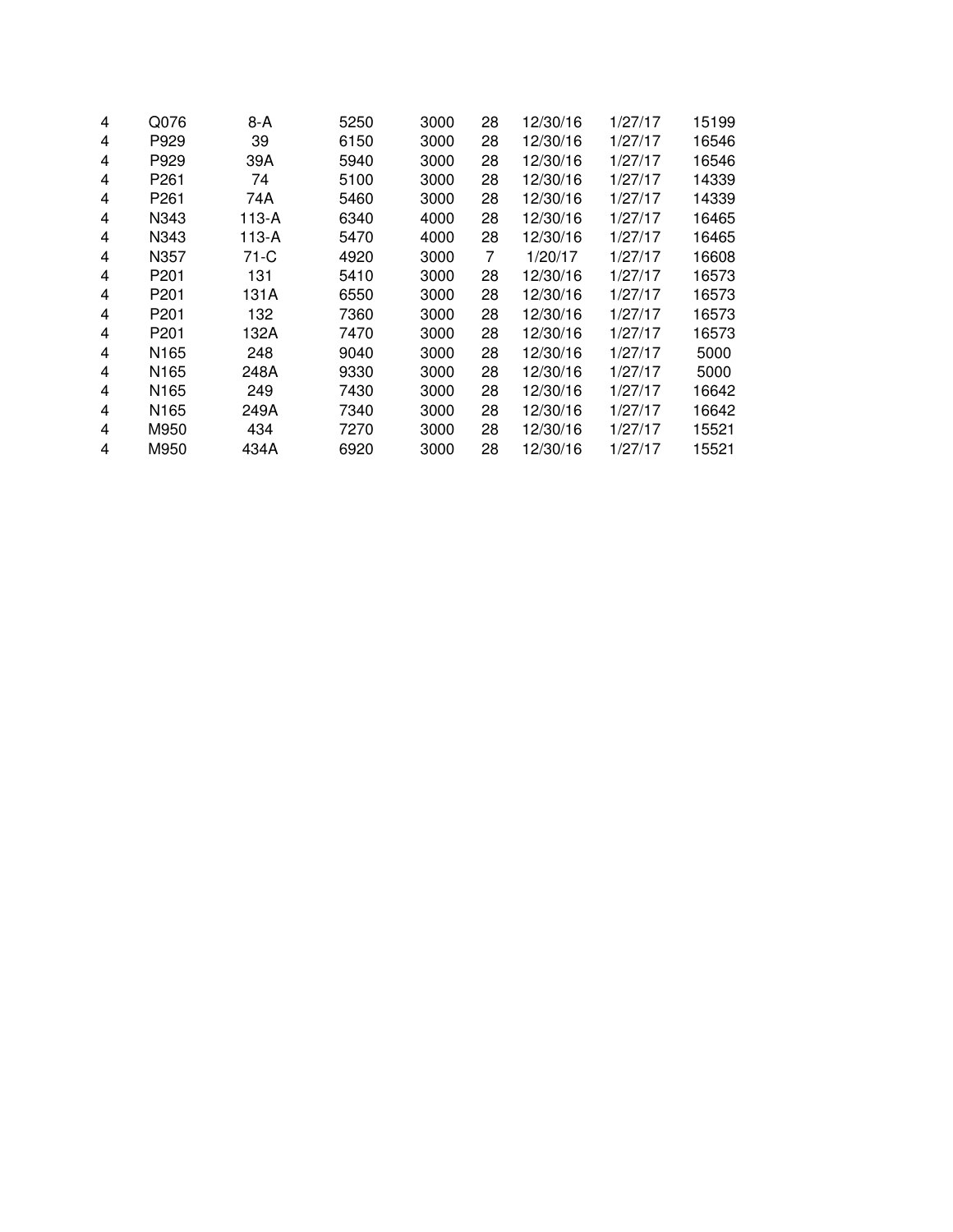| | | | | | | | | |
|---|---|---|---|---|---|---|---|---|
| 4 | Q076 | 8-A | 5250 | 3000 | 28 | 12/30/16 | 1/27/17 | 15199 |
| 4 | P929 | 39 | 6150 | 3000 | 28 | 12/30/16 | 1/27/17 | 16546 |
| 4 | P929 | 39A | 5940 | 3000 | 28 | 12/30/16 | 1/27/17 | 16546 |
| 4 | P261 | 74 | 5100 | 3000 | 28 | 12/30/16 | 1/27/17 | 14339 |
| 4 | P261 | 74A | 5460 | 3000 | 28 | 12/30/16 | 1/27/17 | 14339 |
| 4 | N343 | 113-A | 6340 | 4000 | 28 | 12/30/16 | 1/27/17 | 16465 |
| 4 | N343 | 113-A | 5470 | 4000 | 28 | 12/30/16 | 1/27/17 | 16465 |
| 4 | N357 | 71-C | 4920 | 3000 | 7 | 1/20/17 | 1/27/17 | 16608 |
| 4 | P201 | 131 | 5410 | 3000 | 28 | 12/30/16 | 1/27/17 | 16573 |
| 4 | P201 | 131A | 6550 | 3000 | 28 | 12/30/16 | 1/27/17 | 16573 |
| 4 | P201 | 132 | 7360 | 3000 | 28 | 12/30/16 | 1/27/17 | 16573 |
| 4 | P201 | 132A | 7470 | 3000 | 28 | 12/30/16 | 1/27/17 | 16573 |
| 4 | N165 | 248 | 9040 | 3000 | 28 | 12/30/16 | 1/27/17 | 5000 |
| 4 | N165 | 248A | 9330 | 3000 | 28 | 12/30/16 | 1/27/17 | 5000 |
| 4 | N165 | 249 | 7430 | 3000 | 28 | 12/30/16 | 1/27/17 | 16642 |
| 4 | N165 | 249A | 7340 | 3000 | 28 | 12/30/16 | 1/27/17 | 16642 |
| 4 | M950 | 434 | 7270 | 3000 | 28 | 12/30/16 | 1/27/17 | 15521 |
| 4 | M950 | 434A | 6920 | 3000 | 28 | 12/30/16 | 1/27/17 | 15521 |